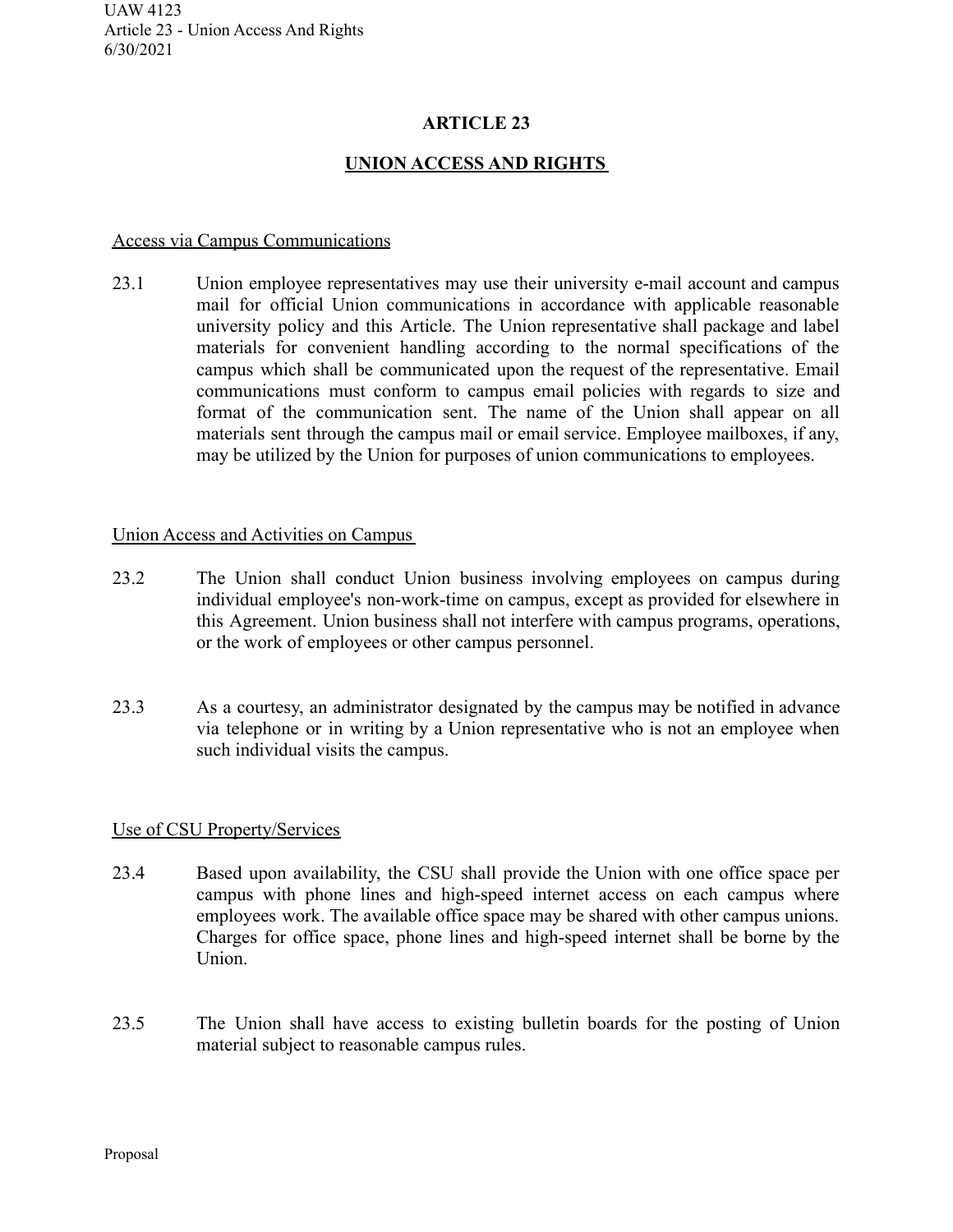# ARTICLE 23

## UNION ACCESS AND RIGHTS

### Access via Campus Communications

23.1 Union employee representatives may use their university e-mail account and campus mail for official Union communications in accordance with applicable reasonable university policy and this Article. The Union representative shall package and label materials for convenient handling according to the normal specifications of the campus which shall be communicated upon the request of the representative. Email communications must conform to campus email policies with regards to size and format of the communication sent. The name of the Union shall appear on all materials sent through the campus mail or email service. Employee mailboxes, if any, may be utilized by the Union for purposes of union communications to employees.

### Union Access and Activities on Campus

23.2 The Union shall conduct Union business involving employees on campus during individual employee's non-work-time on campus, except as provided for elsewhere in this Agreement. Union business shall not interfere with campus programs, operations, or the work of employees or other campus personnel.

23.3 As a courtesy, an administrator designated by the campus may be notified in advance via telephone or in writing by a Union representative who is not an employee when such individual visits the campus.

### Use of CSU Property/Services

23.4 Based upon availability, the CSU shall provide the Union with one office space per campus with phone lines and high-speed internet access on each campus where employees work. The available office space may be shared with other campus unions. Charges for office space, phone lines and high-speed internet shall be borne by the Union.

23.5 The Union shall have access to existing bulletin boards for the posting of Union material subject to reasonable campus rules.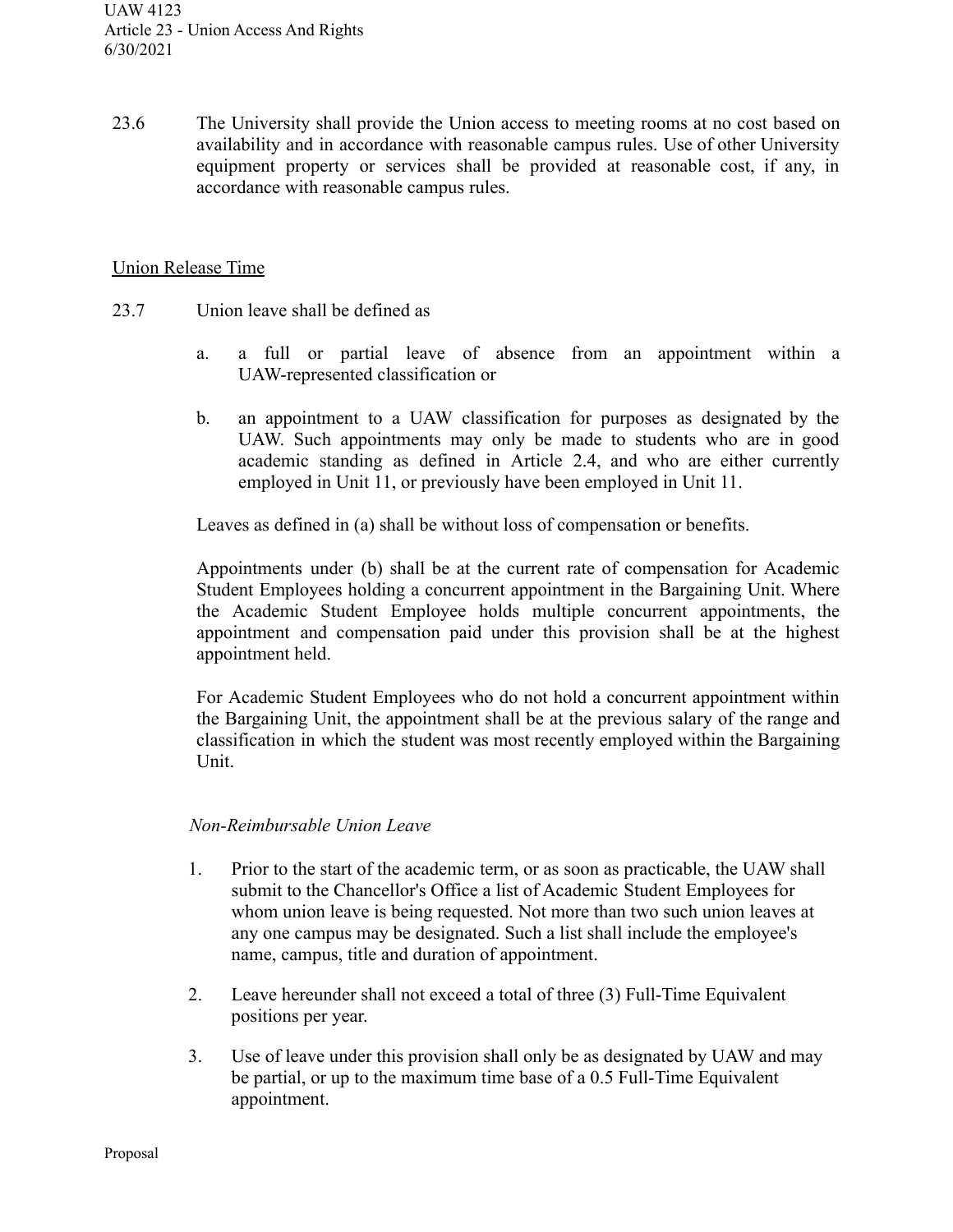23.6 The University shall provide the Union access to meeting rooms at no cost based on availability and in accordance with reasonable campus rules. Use of other University equipment property or services shall be provided at reasonable cost, if any, in accordance with reasonable campus rules.

## Union Release Time

23.7 Union leave shall be defined as

a. a full or partial leave of absence from an appointment within a UAW-represented classification or

b. an appointment to a UAW classification for purposes as designated by the UAW. Such appointments may only be made to students who are in good academic standing as defined in Article 2.4, and who are either currently employed in Unit 11, or previously have been employed in Unit 11.

Leaves as defined in (a) shall be without loss of compensation or benefits.

Appointments under (b) shall be at the current rate of compensation for Academic Student Employees holding a concurrent appointment in the Bargaining Unit. Where the Academic Student Employee holds multiple concurrent appointments, the appointment and compensation paid under this provision shall be at the highest appointment held.

For Academic Student Employees who do not hold a concurrent appointment within the Bargaining Unit, the appointment shall be at the previous salary of the range and classification in which the student was most recently employed within the Bargaining Unit.

*Non-Reimbursable Union Leave*

1. Prior to the start of the academic term, or as soon as practicable, the UAW shall submit to the Chancellor's Office a list of Academic Student Employees for whom union leave is being requested. Not more than two such union leaves at any one campus may be designated. Such a list shall include the employee's name, campus, title and duration of appointment.

2. Leave hereunder shall not exceed a total of three (3) Full-Time Equivalent positions per year.

3. Use of leave under this provision shall only be as designated by UAW and may be partial, or up to the maximum time base of a 0.5 Full-Time Equivalent appointment.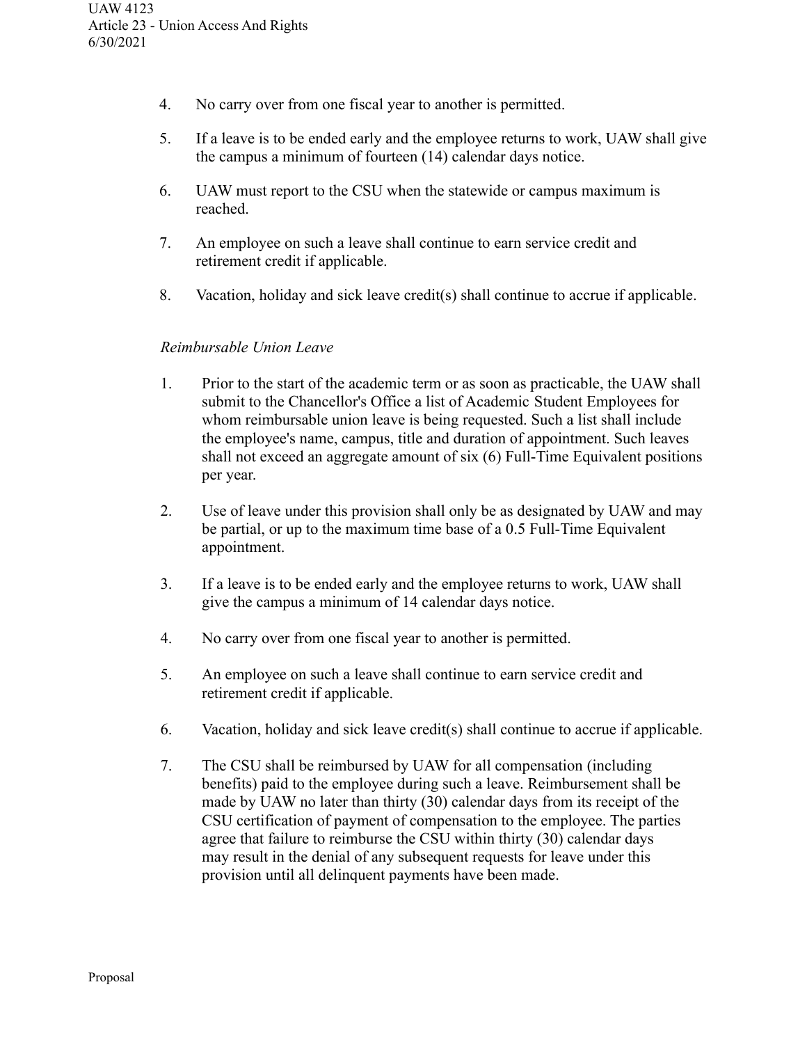4. No carry over from one fiscal year to another is permitted.

5. If a leave is to be ended early and the employee returns to work, UAW shall give the campus a minimum of fourteen (14) calendar days notice.

6. UAW must report to the CSU when the statewide or campus maximum is reached.

7. An employee on such a leave shall continue to earn service credit and retirement credit if applicable.

8. Vacation, holiday and sick leave credit(s) shall continue to accrue if applicable.

*Reimbursable Union Leave*

1. Prior to the start of the academic term or as soon as practicable, the UAW shall submit to the Chancellor's Office a list of Academic Student Employees for whom reimbursable union leave is being requested. Such a list shall include the employee's name, campus, title and duration of appointment. Such leaves shall not exceed an aggregate amount of six (6) Full-Time Equivalent positions per year.

2. Use of leave under this provision shall only be as designated by UAW and may be partial, or up to the maximum time base of a 0.5 Full-Time Equivalent appointment.

3. If a leave is to be ended early and the employee returns to work, UAW shall give the campus a minimum of 14 calendar days notice.

4. No carry over from one fiscal year to another is permitted.

5. An employee on such a leave shall continue to earn service credit and retirement credit if applicable.

6. Vacation, holiday and sick leave credit(s) shall continue to accrue if applicable.

7. The CSU shall be reimbursed by UAW for all compensation (including benefits) paid to the employee during such a leave. Reimbursement shall be made by UAW no later than thirty (30) calendar days from its receipt of the CSU certification of payment of compensation to the employee. The parties agree that failure to reimburse the CSU within thirty (30) calendar days may result in the denial of any subsequent requests for leave under this provision until all delinquent payments have been made.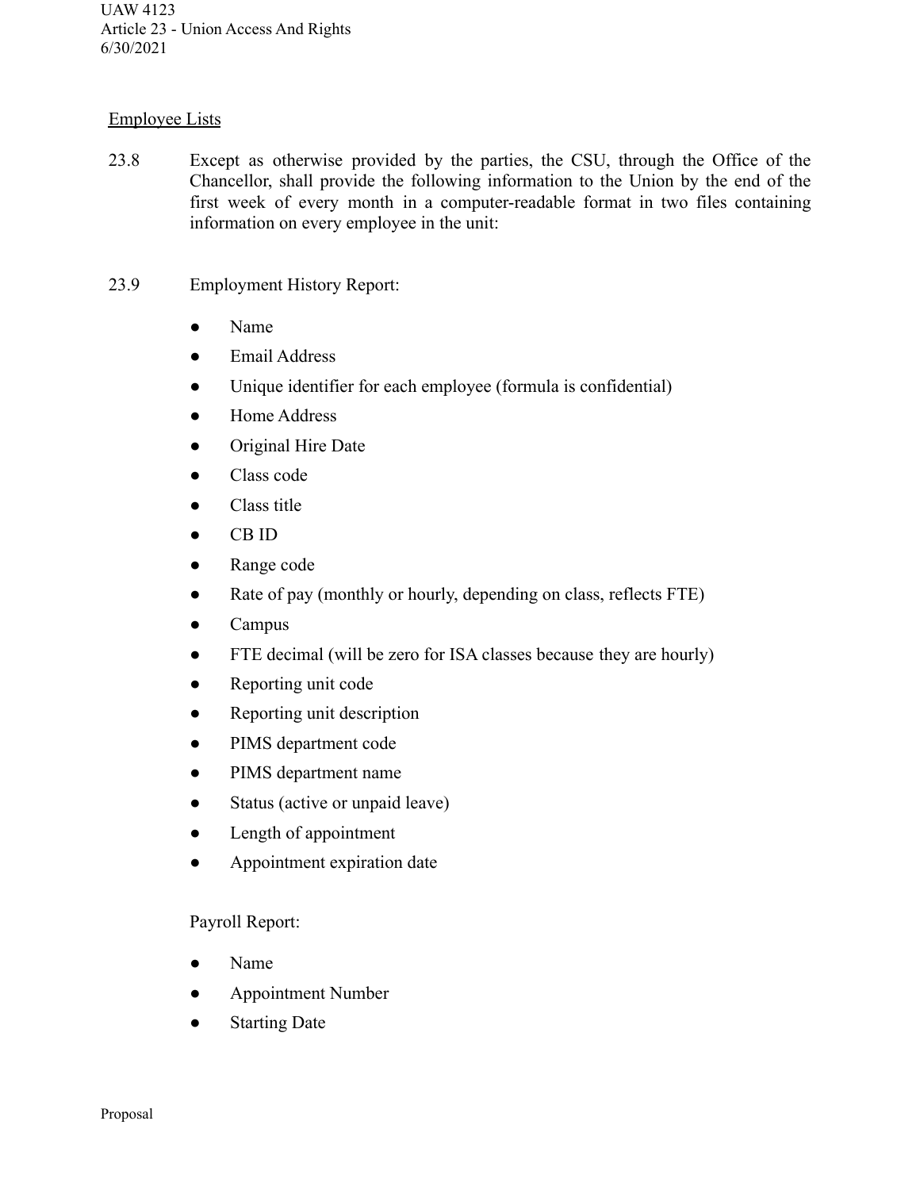Employee Lists

23.8 Except as otherwise provided by the parties, the CSU, through the Office of the Chancellor, shall provide the following information to the Union by the end of the first week of every month in a computer-readable format in two files containing information on every employee in the unit:

23.9 Employment History Report:

- Name
- Email Address
- Unique identifier for each employee (formula is confidential)
- Home Address
- Original Hire Date
- Class code
- Class title
- CB ID
- Range code
- Rate of pay (monthly or hourly, depending on class, reflects FTE)
- Campus
- FTE decimal (will be zero for ISA classes because they are hourly)
- Reporting unit code
- Reporting unit description
- PIMS department code
- PIMS department name
- Status (active or unpaid leave)
- Length of appointment
- Appointment expiration date

Payroll Report:

- Name
- Appointment Number
- Starting Date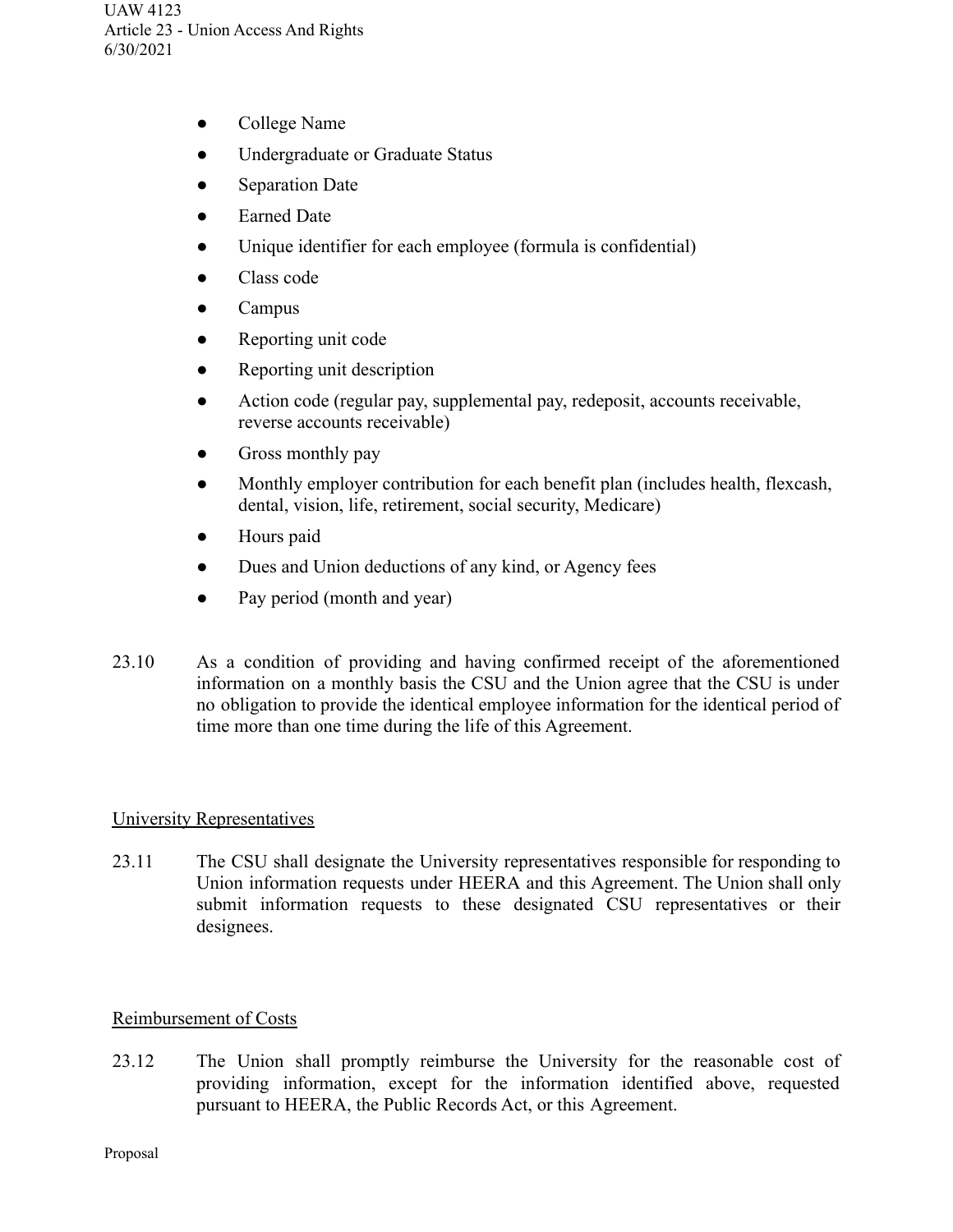- College Name
- Undergraduate or Graduate Status
- Separation Date
- Earned Date
- Unique identifier for each employee (formula is confidential)
- Class code
- Campus
- Reporting unit code
- Reporting unit description
- Action code (regular pay, supplemental pay, redeposit, accounts receivable, reverse accounts receivable)
- Gross monthly pay
- Monthly employer contribution for each benefit plan (includes health, flexcash, dental, vision, life, retirement, social security, Medicare)
- Hours paid
- Dues and Union deductions of any kind, or Agency fees
- Pay period (month and year)

23.10 As a condition of providing and having confirmed receipt of the aforementioned information on a monthly basis the CSU and the Union agree that the CSU is under no obligation to provide the identical employee information for the identical period of time more than one time during the life of this Agreement.

<u>University Representatives</u>

23.11 The CSU shall designate the University representatives responsible for responding to Union information requests under HEERA and this Agreement. The Union shall only submit information requests to these designated CSU representatives or their designees.

<u>Reimbursement of Costs</u>

23.12 The Union shall promptly reimburse the University for the reasonable cost of providing information, except for the information identified above, requested pursuant to HEERA, the Public Records Act, or this Agreement.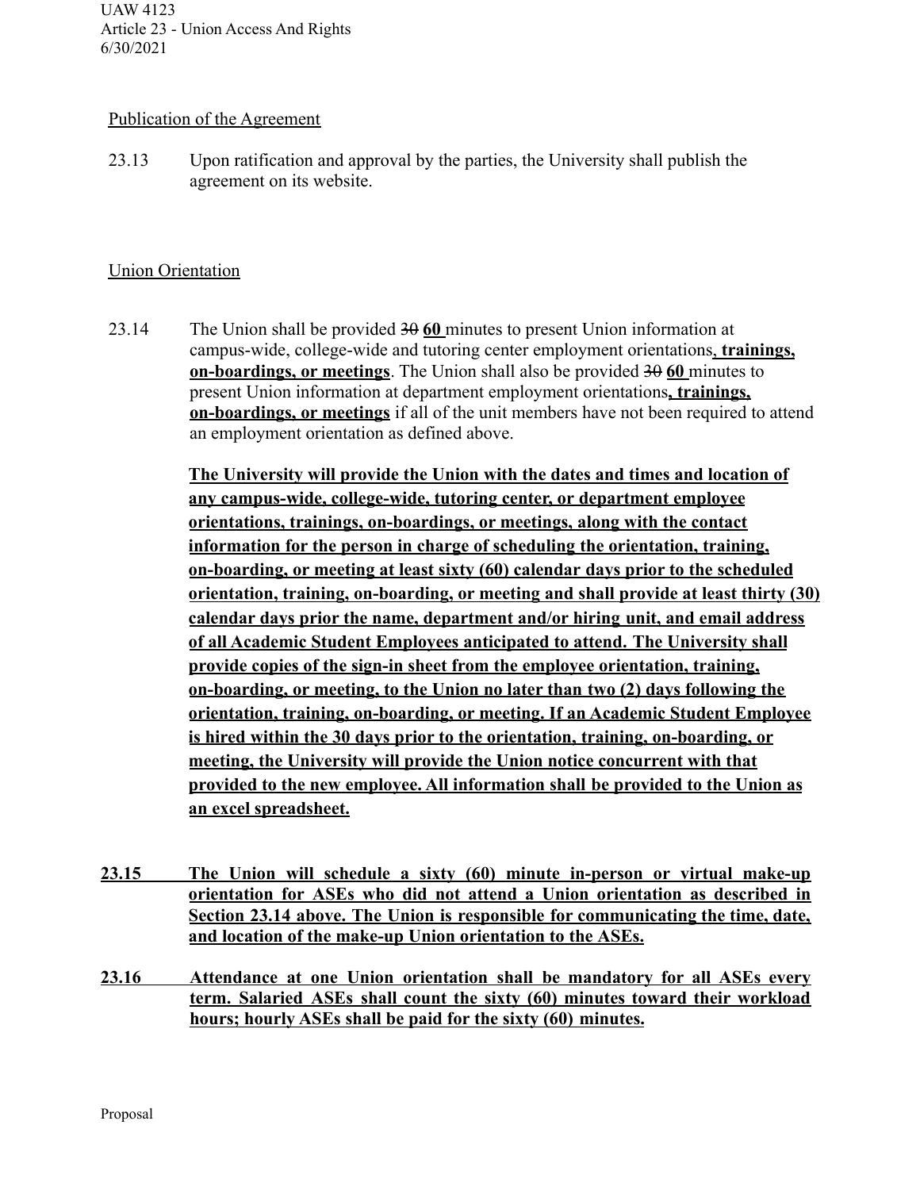Publication of the Agreement

23.13 Upon ratification and approval by the parties, the University shall publish the agreement on its website.

Union Orientation

23.14 The Union shall be provided ~~30~~ **60** minutes to present Union information at campus-wide, college-wide and tutoring center employment orientations**, trainings, on-boardings, or meetings**. The Union shall also be provided ~~30~~ **60** minutes to present Union information at department employment orientations**, trainings, on-boardings, or meetings** if all of the unit members have not been required to attend an employment orientation as defined above.

**The University will provide the Union with the dates and times and location of any campus-wide, college-wide, tutoring center, or department employee orientations, trainings, on-boardings, or meetings, along with the contact information for the person in charge of scheduling the orientation, training, on-boarding, or meeting at least sixty (60) calendar days prior to the scheduled orientation, training, on-boarding, or meeting and shall provide at least thirty (30) calendar days prior the name, department and/or hiring unit, and email address of all Academic Student Employees anticipated to attend. The University shall provide copies of the sign-in sheet from the employee orientation, training, on-boarding, or meeting, to the Union no later than two (2) days following the orientation, training, on-boarding, or meeting. If an Academic Student Employee is hired within the 30 days prior to the orientation, training, on-boarding, or meeting, the University will provide the Union notice concurrent with that provided to the new employee. All information shall be provided to the Union as an excel spreadsheet.**

**23.15 The Union will schedule a sixty (60) minute in-person or virtual make-up orientation for ASEs who did not attend a Union orientation as described in Section 23.14 above. The Union is responsible for communicating the time, date, and location of the make-up Union orientation to the ASEs.**

**23.16 Attendance at one Union orientation shall be mandatory for all ASEs every term. Salaried ASEs shall count the sixty (60) minutes toward their workload hours; hourly ASEs shall be paid for the sixty (60) minutes.**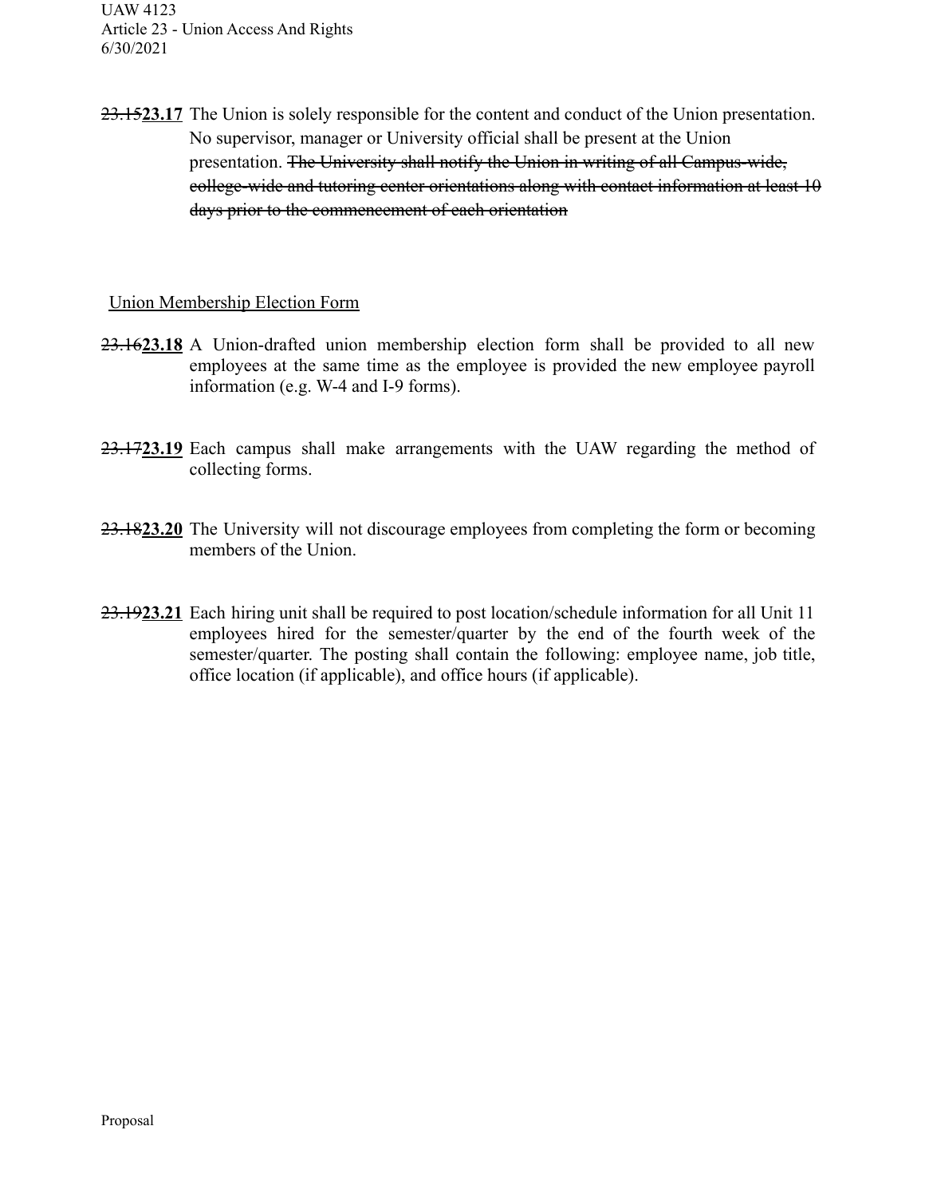~~23.15~~**23.17** The Union is solely responsible for the content and conduct of the Union presentation. No supervisor, manager or University official shall be present at the Union presentation. ~~The University shall notify the Union in writing of all Campus-wide, college-wide and tutoring center orientations along with contact information at least 10 days prior to the commencement of each orientation~~

Union Membership Election Form

~~23.16~~**23.18** A Union-drafted union membership election form shall be provided to all new employees at the same time as the employee is provided the new employee payroll information (e.g. W-4 and I-9 forms).

~~23.17~~**23.19** Each campus shall make arrangements with the UAW regarding the method of collecting forms.

~~23.18~~**23.20** The University will not discourage employees from completing the form or becoming members of the Union.

~~23.19~~**23.21** Each hiring unit shall be required to post location/schedule information for all Unit 11 employees hired for the semester/quarter by the end of the fourth week of the semester/quarter. The posting shall contain the following: employee name, job title, office location (if applicable), and office hours (if applicable).